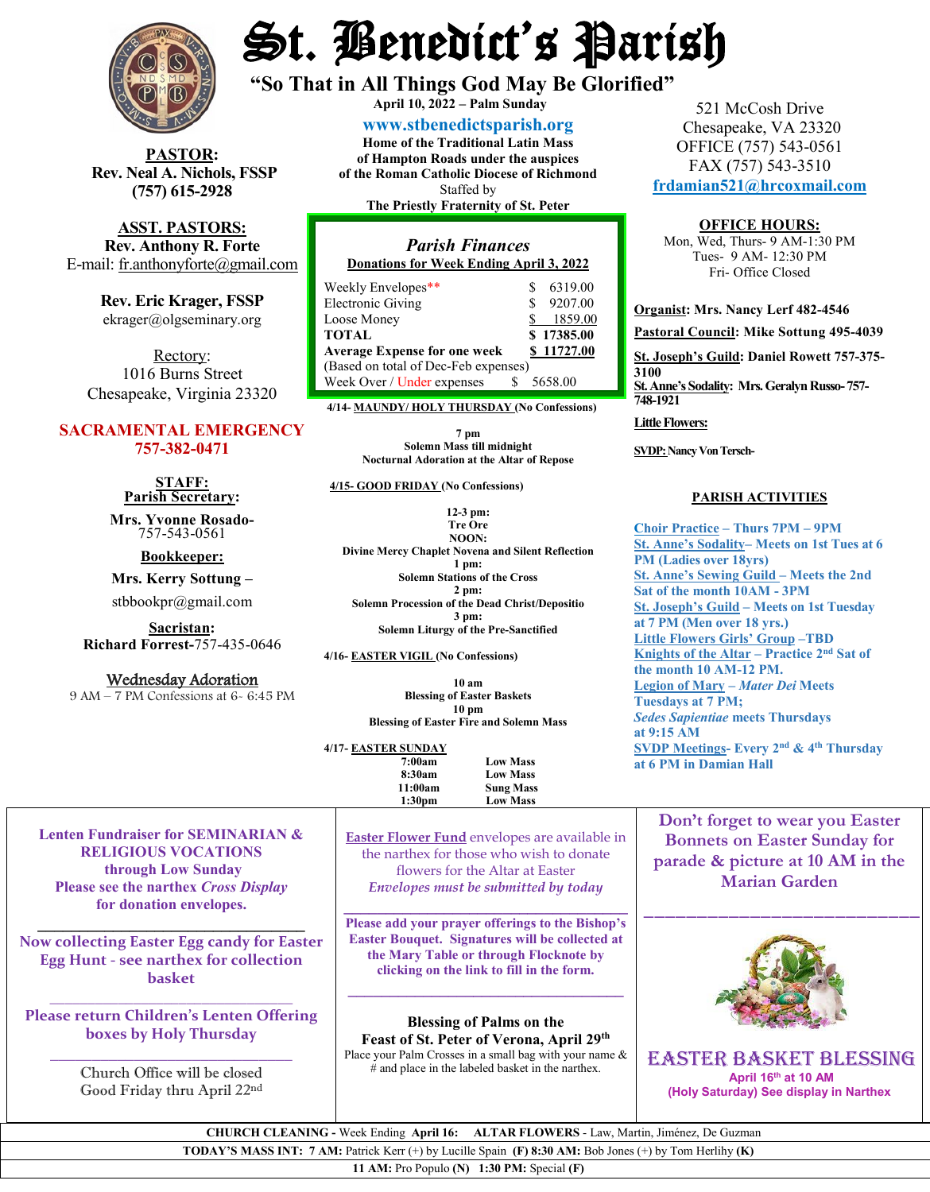# St. Benedict's Parish

**"So That in All Things God May Be Glorified"**

**April 10, 2022 – Palm Sunday**

**www.stbenedictsparish.org**

**Home of the Traditional Latin Mass of Hampton Roads under the auspices of the Roman Catholic Diocese of Richmond**

Staffed by

**The Priestly Fraternity of St. Peter**

521 McCosh Drive
Chesapeake, VA 23320
OFFICE (757) 543-0561
FAX (757) 543-3510
frdamian521@hrcoxmail.com

**PASTOR:**
**Rev. Neal A. Nichols, FSSP**
**(757) 615-2928**

**ASST. PASTORS:**
**Rev. Anthony R. Forte**
E-mail: fr.anthonyforte@gmail.com

**Rev. Eric Krager, FSSP**
ekrager@olgseminary.org

Rectory:
1016 Burns Street
Chesapeake, Virginia 23320

**SACRAMENTAL EMERGENCY**
**757-382-0471**

**STAFF:**

**Parish Secretary:**
**Mrs. Yvonne Rosado-** 757-543-0561

**Bookkeeper:**
**Mrs. Kerry Sottung –** stbbookpr@gmail.com

**Sacristan:**
**Richard Forrest-**757-435-0646

Wednesday Adoration
9 AM – 7 PM Confessions at 6- 6:45 PM

## *Parish Finances*

**Donations for Week Ending April 3, 2022**

| | |
|---|---|
| Weekly Envelopes** | $ 6319.00 |
| Electronic Giving | $ 9207.00 |
| Loose Money | $ 1859.00 |
| **TOTAL** | **$ 17385.00** |
| **Average Expense for one week** | **$ 11727.00** |
| (Based on total of Dec-Feb expenses) | |
| Week Over / Under expenses | $ 5658.00 |

**4/14- MAUNDY/ HOLY THURSDAY (No Confessions)**

**7 pm**
**Solemn Mass till midnight**
**Nocturnal Adoration at the Altar of Repose**

**4/15- GOOD FRIDAY (No Confessions)**

**12-3 pm:**
**Tre Ore**
**NOON:**
**Divine Mercy Chaplet Novena and Silent Reflection**
**1 pm:**
**Solemn Stations of the Cross**
**2 pm:**
**Solemn Procession of the Dead Christ/Depositio**
**3 pm:**
**Solemn Liturgy of the Pre-Sanctified**

**4/16- EASTER VIGIL (No Confessions)**

**10 am**
**Blessing of Easter Baskets**
**10 pm**
**Blessing of Easter Fire and Solemn Mass**

**4/17- EASTER SUNDAY**

| | |
|---|---|
| **7:00am** | **Low Mass** |
| **8:30am** | **Low Mass** |
| **11:00am** | **Sung Mass** |
| **1:30pm** | **Low Mass** |

**OFFICE HOURS:**
Mon, Wed, Thurs- 9 AM-1:30 PM
Tues- 9 AM- 12:30 PM
Fri- Office Closed

**Organist: Mrs. Nancy Lerf 482-4546**

**Pastoral Council: Mike Sottung 495-4039**

**St. Joseph's Guild: Daniel Rowett 757-375-3100**

**St. Anne's Sodality: Mrs. Geralyn Russo- 757-748-1921**

**Little Flowers:**

**SVDP: Nancy Von Tersch-**

**PARISH ACTIVITIES**

**Choir Practice – Thurs 7PM – 9PM**
**St. Anne's Sodality– Meets on 1st Tues at 6 PM (Ladies over 18yrs)**
**St. Anne's Sewing Guild – Meets the 2nd Sat of the month 10AM - 3PM**
**St. Joseph's Guild – Meets on 1st Tuesday at 7 PM (Men over 18 yrs.)**
**Little Flowers Girls' Group –TBD**
**Knights of the Altar – Practice 2nd Sat of the month 10 AM-12 PM.**
**Legion of Mary – *Mater Dei* Meets Tuesdays at 7 PM;**
***Sedes Sapientiae* meets Thursdays at 9:15 AM**
**SVDP Meetings- Every 2nd & 4th Thursday at 6 PM in Damian Hall**

---

**Lenten Fundraiser for SEMINARIAN & RELIGIOUS VOCATIONS through Low Sunday**
**Please see the narthex *Cross Display* for donation envelopes.**

---

Now collecting Easter Egg candy for Easter Egg Hunt - see narthex for collection basket

---

Please return Children's Lenten Offering boxes by Holy Thursday

---

Church Office will be closed
Good Friday thru April 22nd

---

Easter Flower Fund envelopes are available in the narthex for those who wish to donate flowers for the Altar at Easter
*Envelopes must be submitted by today*

---

**Please add your prayer offerings to the Bishop's Easter Bouquet. Signatures will be collected at the Mary Table or through Flocknote by clicking on the link to fill in the form.**

---

**Blessing of Palms on the**
**Feast of St. Peter of Verona, April 29th**
Place your Palm Crosses in a small bag with your name & # and place in the labeled basket in the narthex.

---

**Don't forget to wear you Easter Bonnets on Easter Sunday for parade & picture at 10 AM in the Marian Garden**

---

**EASTER BASKET BLESSING**
**April 16th at 10 AM**
**(Holy Saturday) See display in Narthex**

---

**CHURCH CLEANING -** Week Ending **April 16:** **ALTAR FLOWERS** - Law, Martin, Jiménez, De Guzman

**TODAY'S MASS INT: 7 AM:** Patrick Kerr (+) by Lucille Spain **(F) 8:30 AM:** Bob Jones (+) by Tom Herlihy **(K)**

**11 AM:** Pro Populo **(N) 1:30 PM:** Special **(F)**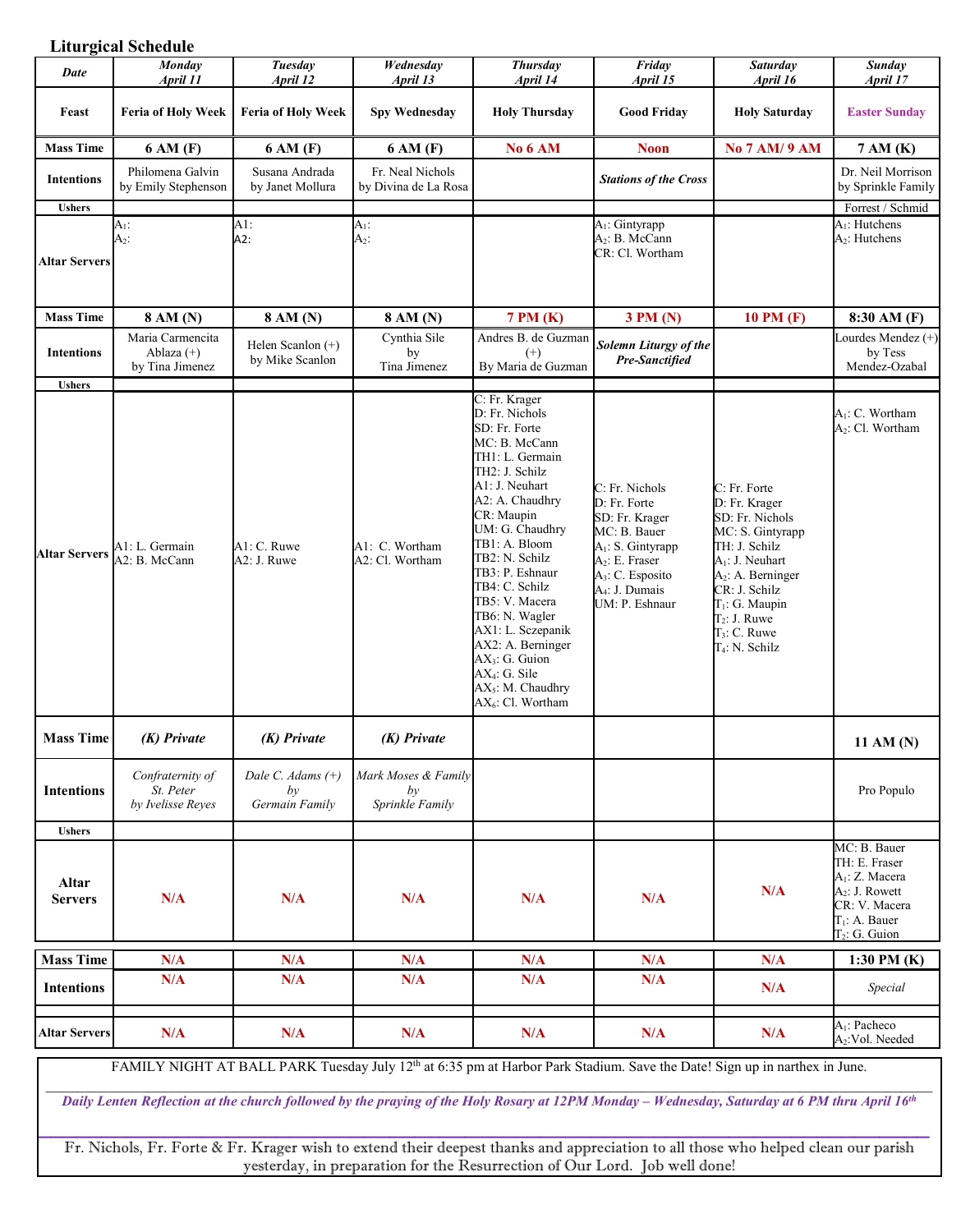## Liturgical Schedule

| Date | Monday April 11 | Tuesday April 12 | Wednesday April 13 | Thursday April 14 | Friday April 15 | Saturday April 16 | Sunday April 17 |
|---|---|---|---|---|---|---|---|
| Feast | Feria of Holy Week | Feria of Holy Week | Spy Wednesday | Holy Thursday | Good Friday | Holy Saturday | Easter Sunday |
| Mass Time | 6 AM (F) | 6 AM (F) | 6 AM (F) | No 6 AM | Noon | No 7 AM/ 9 AM | 7 AM (K) |
| Intentions | Philomena Galvin by Emily Stephenson | Susana Andrada by Janet Mollura | Fr. Neal Nichols by Divina de La Rosa | | *Stations of the Cross* | | Dr. Neil Morrison by Sprinkle Family |
| Ushers | | | | | | | Forrest / Schmid |
| Altar Servers | $A_1$: $A_2$: | A1: A2: | $A_1$: $A_2$: | | $A_1$: Gintyrapp $A_2$: B. McCann CR: Cl. Wortham | | $A_1$: Hutchens $A_2$: Hutchens |
| Mass Time | 8 AM (N) | 8 AM (N) | 8 AM (N) | 7 PM (K) | 3 PM (N) | 10 PM (F) | 8:30 AM (F) |
| Intentions | Maria Carmencita Ablaza (+) by Tina Jimenez | Helen Scanlon (+) by Mike Scanlon | Cynthia Sile by Tina Jimenez | Andres B. de Guzman (+) By Maria de Guzman | *Solemn Liturgy of the Pre-Sanctified* | | Lourdes Mendez (+) by Tess Mendez-Ozabal |
| Ushers | | | | | | | |
| Altar Servers | A1: L. Germain A2: B. McCann | A1: C. Ruwe A2: J. Ruwe | A1: C. Wortham A2: Cl. Wortham | C: Fr. Krager D: Fr. Nichols SD: Fr. Forte MC: B. McCann TH1: L. Germain TH2: J. Schilz A1: J. Neuhart A2: A. Chaudhry CR: Maupin UM: G. Chaudhry TB1: A. Bloom TB2: N. Schilz TB3: P. Eshnaur TB4: C. Schilz TB5: V. Macera TB6: N. Wagler AX1: L. Sczepanik AX2: A. Berninger $AX_3$: G. Guion $AX_4$: G. Sile $AX_5$: M. Chaudhry $AX_6$: Cl. Wortham | C: Fr. Nichols D: Fr. Forte SD: Fr. Krager MC: B. Bauer $A_1$: S. Gintyrapp $A_2$: E. Fraser $A_3$: C. Esposito $A_4$: J. Dumais UM: P. Eshnaur | C: Fr. Forte D: Fr. Krager SD: Fr. Nichols MC: S. Gintyrapp TH: J. Schilz $A_1$: J. Neuhart $A_2$: A. Berninger CR: J. Schilz $T_1$: G. Maupin $T_2$: J. Ruwe $T_3$: C. Ruwe $T_4$: N. Schilz | $A_1$: C. Wortham $A_2$: Cl. Wortham |
| Mass Time | *(K) Private* | *(K) Private* | *(K) Private* | | | | 11 AM (N) |
| Intentions | *Confraternity of St. Peter by Ivelisse Reyes* | *Dale C. Adams (+) by Germain Family* | *Mark Moses & Family by Sprinkle Family* | | | | Pro Populo |
| Ushers | | | | | | | |
| Altar Servers | N/A | N/A | N/A | N/A | N/A | N/A | MC: B. Bauer TH: E. Fraser $A_1$: Z. Macera $A_2$: J. Rowett CR: V. Macera $T_1$: A. Bauer $T_2$: G. Guion |
| Mass Time | N/A | N/A | N/A | N/A | N/A | N/A | 1:30 PM (K) |
| Intentions | N/A | N/A | N/A | N/A | N/A | N/A | *Special* |
| | | | | | | | |
| Altar Servers | N/A | N/A | N/A | N/A | N/A | N/A | $A_1$: Pacheco $A_2$:Vol. Needed |

FAMILY NIGHT AT BALL PARK Tuesday July 12th at 6:35 pm at Harbor Park Stadium. Save the Date! Sign up in narthex in June.

*Daily Lenten Reflection at the church followed by the praying of the Holy Rosary at 12PM Monday – Wednesday, Saturday at 6 PM thru April 16th*

Fr. Nichols, Fr. Forte & Fr. Krager wish to extend their deepest thanks and appreciation to all those who helped clean our parish yesterday, in preparation for the Resurrection of Our Lord. Job well done!